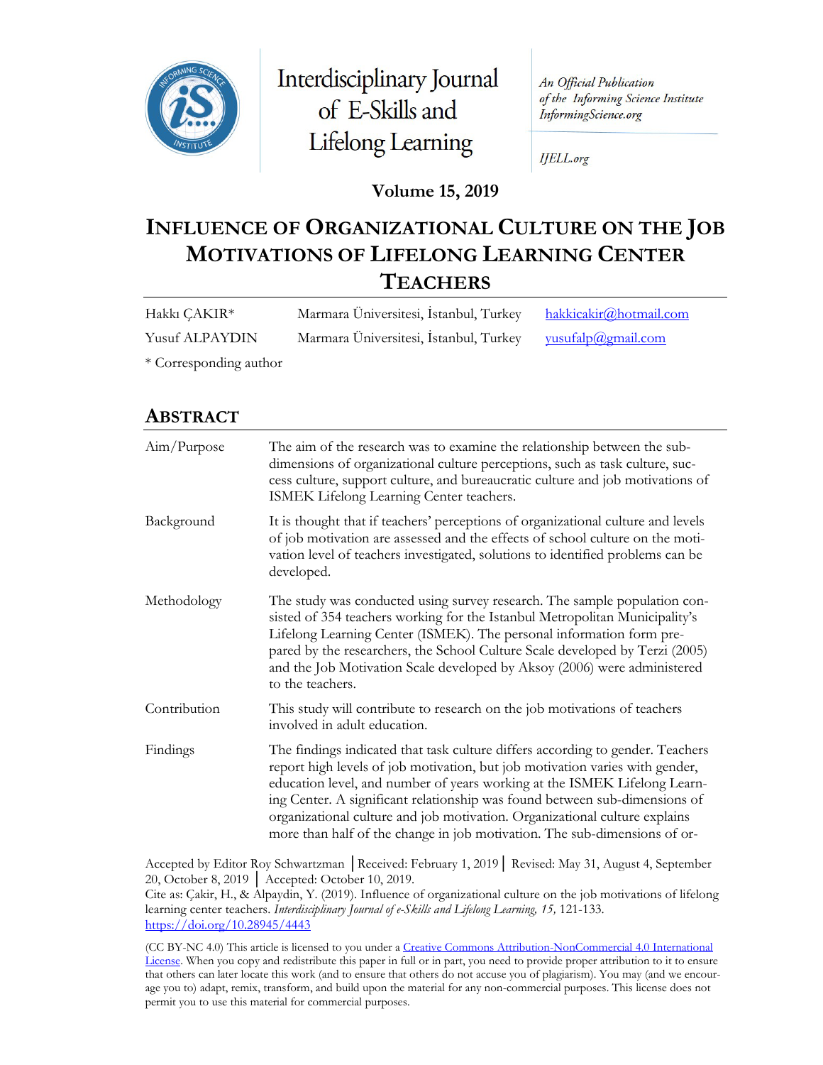Interdisciplinary Journal of E-Skills and Lifelong Learning

*An Official Publication of the Informing Science Institute InformingScience.org*

*IJELL.org*

**Volume 15, 2019**

# INFLUENCE OF ORGANIZATIONAL CULTURE ON THE JOB MOTIVATIONS OF LIFELONG LEARNING CENTER TEACHERS

| | | |
|---|---|---|
| Hakkı ÇAKIR* | Marmara Üniversitesi, İstanbul, Turkey | hakkicakir@hotmail.com |
| Yusuf ALPAYDIN | Marmara Üniversitesi, İstanbul, Turkey | yusufalp@gmail.com |

\* Corresponding author

## ABSTRACT

| | |
|---|---|
| Aim/Purpose | The aim of the research was to examine the relationship between the sub-dimensions of organizational culture perceptions, such as task culture, success culture, support culture, and bureaucratic culture and job motivations of ISMEK Lifelong Learning Center teachers. |
| Background | It is thought that if teachers' perceptions of organizational culture and levels of job motivation are assessed and the effects of school culture on the motivation level of teachers investigated, solutions to identified problems can be developed. |
| Methodology | The study was conducted using survey research. The sample population consisted of 354 teachers working for the Istanbul Metropolitan Municipality's Lifelong Learning Center (ISMEK). The personal information form prepared by the researchers, the School Culture Scale developed by Terzi (2005) and the Job Motivation Scale developed by Aksoy (2006) were administered to the teachers. |
| Contribution | This study will contribute to research on the job motivations of teachers involved in adult education. |
| Findings | The findings indicated that task culture differs according to gender. Teachers report high levels of job motivation, but job motivation varies with gender, education level, and number of years working at the ISMEK Lifelong Learning Center. A significant relationship was found between sub-dimensions of organizational culture and job motivation. Organizational culture explains more than half of the change in job motivation. The sub-dimensions of or- |

Accepted by Editor Roy Schwartzman │Received: February 1, 2019│ Revised: May 31, August 4, September 20, October 8, 2019 │ Accepted: October 10, 2019.

Cite as: Çakir, H., & Alpaydin, Y. (2019). Influence of organizational culture on the job motivations of lifelong learning center teachers. *Interdisciplinary Journal of e-Skills and Lifelong Learning, 15,* 121-133. https://doi.org/10.28945/4443

(CC BY-NC 4.0) This article is licensed to you under a Creative Commons Attribution-NonCommercial 4.0 International License. When you copy and redistribute this paper in full or in part, you need to provide proper attribution to it to ensure that others can later locate this work (and to ensure that others do not accuse you of plagiarism). You may (and we encourage you to) adapt, remix, transform, and build upon the material for any non-commercial purposes. This license does not permit you to use this material for commercial purposes.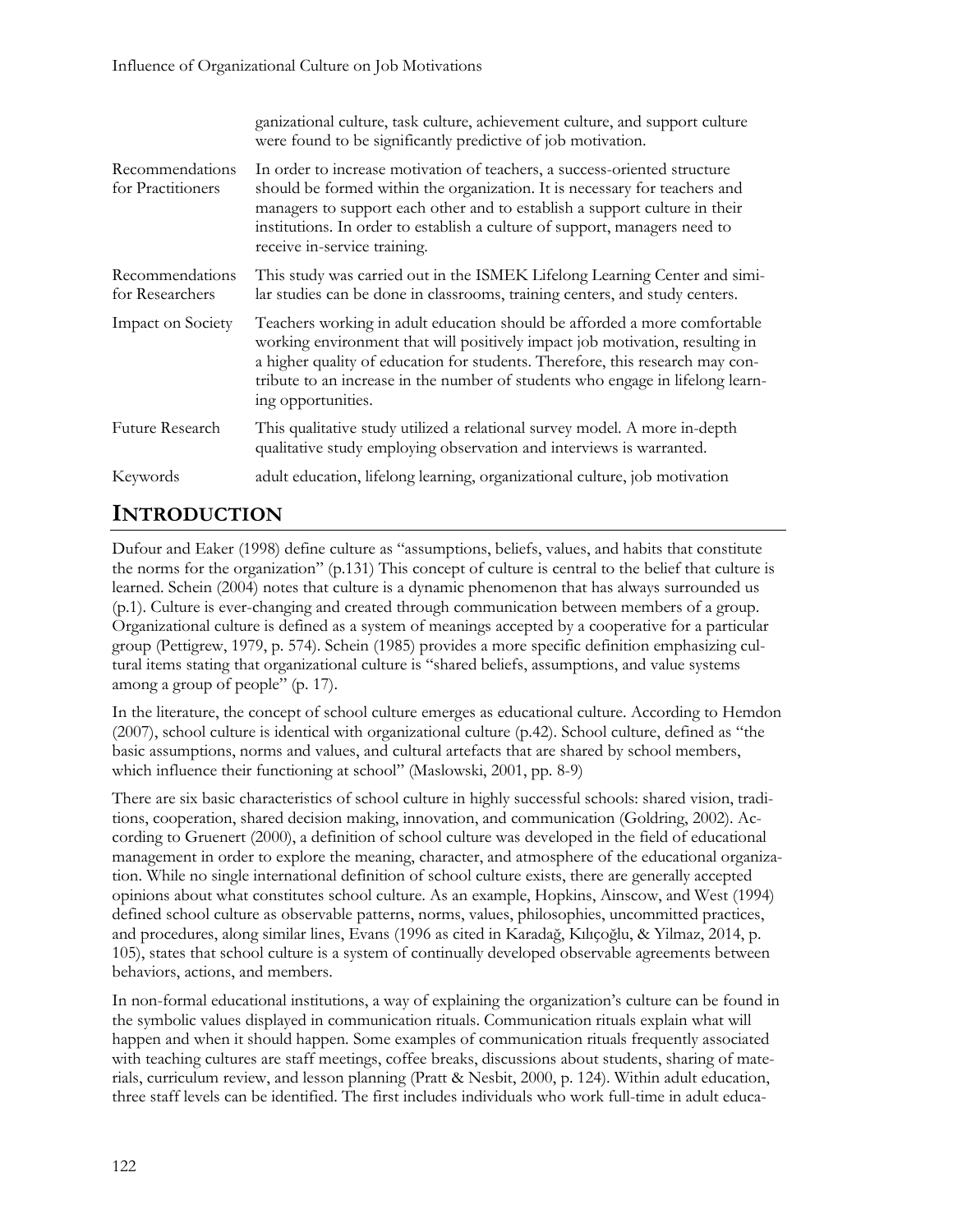| | |
|---|---|
| | ganizational culture, task culture, achievement culture, and support culture were found to be significantly predictive of job motivation. |
| Recommendations for Practitioners | In order to increase motivation of teachers, a success-oriented structure should be formed within the organization. It is necessary for teachers and managers to support each other and to establish a support culture in their institutions. In order to establish a culture of support, managers need to receive in-service training. |
| Recommendations for Researchers | This study was carried out in the ISMEK Lifelong Learning Center and similar studies can be done in classrooms, training centers, and study centers. |
| Impact on Society | Teachers working in adult education should be afforded a more comfortable working environment that will positively impact job motivation, resulting in a higher quality of education for students. Therefore, this research may contribute to an increase in the number of students who engage in lifelong learning opportunities. |
| Future Research | This qualitative study utilized a relational survey model. A more in-depth qualitative study employing observation and interviews is warranted. |
| Keywords | adult education, lifelong learning, organizational culture, job motivation |

## INTRODUCTION

Dufour and Eaker (1998) define culture as "assumptions, beliefs, values, and habits that constitute the norms for the organization" (p.131) This concept of culture is central to the belief that culture is learned. Schein (2004) notes that culture is a dynamic phenomenon that has always surrounded us (p.1). Culture is ever-changing and created through communication between members of a group. Organizational culture is defined as a system of meanings accepted by a cooperative for a particular group (Pettigrew, 1979, p. 574). Schein (1985) provides a more specific definition emphasizing cultural items stating that organizational culture is "shared beliefs, assumptions, and value systems among a group of people" (p. 17).

In the literature, the concept of school culture emerges as educational culture. According to Hemdon (2007), school culture is identical with organizational culture (p.42). School culture, defined as "the basic assumptions, norms and values, and cultural artefacts that are shared by school members, which influence their functioning at school" (Maslowski, 2001, pp. 8-9)

There are six basic characteristics of school culture in highly successful schools: shared vision, traditions, cooperation, shared decision making, innovation, and communication (Goldring, 2002). According to Gruenert (2000), a definition of school culture was developed in the field of educational management in order to explore the meaning, character, and atmosphere of the educational organization. While no single international definition of school culture exists, there are generally accepted opinions about what constitutes school culture. As an example, Hopkins, Ainscow, and West (1994) defined school culture as observable patterns, norms, values, philosophies, uncommitted practices, and procedures, along similar lines, Evans (1996 as cited in Karadağ, Kılıçoğlu, & Yilmaz, 2014, p. 105), states that school culture is a system of continually developed observable agreements between behaviors, actions, and members.

In non-formal educational institutions, a way of explaining the organization's culture can be found in the symbolic values displayed in communication rituals. Communication rituals explain what will happen and when it should happen. Some examples of communication rituals frequently associated with teaching cultures are staff meetings, coffee breaks, discussions about students, sharing of materials, curriculum review, and lesson planning (Pratt & Nesbit, 2000, p. 124). Within adult education, three staff levels can be identified. The first includes individuals who work full-time in adult educa-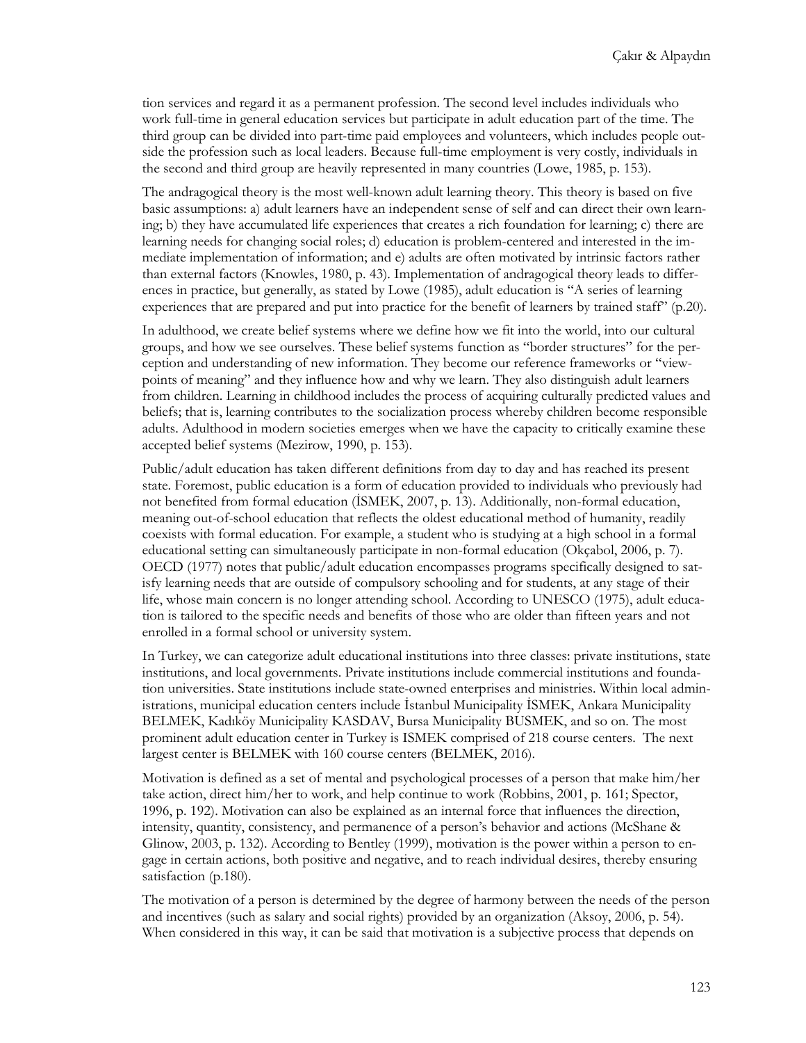tion services and regard it as a permanent profession. The second level includes individuals who work full-time in general education services but participate in adult education part of the time. The third group can be divided into part-time paid employees and volunteers, which includes people outside the profession such as local leaders. Because full-time employment is very costly, individuals in the second and third group are heavily represented in many countries (Lowe, 1985, p. 153).

The andragogical theory is the most well-known adult learning theory. This theory is based on five basic assumptions: a) adult learners have an independent sense of self and can direct their own learning; b) they have accumulated life experiences that creates a rich foundation for learning; c) there are learning needs for changing social roles; d) education is problem-centered and interested in the immediate implementation of information; and e) adults are often motivated by intrinsic factors rather than external factors (Knowles, 1980, p. 43). Implementation of andragogical theory leads to differences in practice, but generally, as stated by Lowe (1985), adult education is "A series of learning experiences that are prepared and put into practice for the benefit of learners by trained staff" (p.20).

In adulthood, we create belief systems where we define how we fit into the world, into our cultural groups, and how we see ourselves. These belief systems function as "border structures" for the perception and understanding of new information. They become our reference frameworks or "viewpoints of meaning" and they influence how and why we learn. They also distinguish adult learners from children. Learning in childhood includes the process of acquiring culturally predicted values and beliefs; that is, learning contributes to the socialization process whereby children become responsible adults. Adulthood in modern societies emerges when we have the capacity to critically examine these accepted belief systems (Mezirow, 1990, p. 153).

Public/adult education has taken different definitions from day to day and has reached its present state. Foremost, public education is a form of education provided to individuals who previously had not benefited from formal education (İSMEK, 2007, p. 13). Additionally, non-formal education, meaning out-of-school education that reflects the oldest educational method of humanity, readily coexists with formal education. For example, a student who is studying at a high school in a formal educational setting can simultaneously participate in non-formal education (Okçabol, 2006, p. 7). OECD (1977) notes that public/adult education encompasses programs specifically designed to satisfy learning needs that are outside of compulsory schooling and for students, at any stage of their life, whose main concern is no longer attending school. According to UNESCO (1975), adult education is tailored to the specific needs and benefits of those who are older than fifteen years and not enrolled in a formal school or university system.

In Turkey, we can categorize adult educational institutions into three classes: private institutions, state institutions, and local governments. Private institutions include commercial institutions and foundation universities. State institutions include state-owned enterprises and ministries. Within local administrations, municipal education centers include İstanbul Municipality İSMEK, Ankara Municipality BELMEK, Kadıköy Municipality KASDAV, Bursa Municipality BUSMEK, and so on. The most prominent adult education center in Turkey is ISMEK comprised of 218 course centers. The next largest center is BELMEK with 160 course centers (BELMEK, 2016).

Motivation is defined as a set of mental and psychological processes of a person that make him/her take action, direct him/her to work, and help continue to work (Robbins, 2001, p. 161; Spector, 1996, p. 192). Motivation can also be explained as an internal force that influences the direction, intensity, quantity, consistency, and permanence of a person's behavior and actions (McShane & Glinow, 2003, p. 132). According to Bentley (1999), motivation is the power within a person to engage in certain actions, both positive and negative, and to reach individual desires, thereby ensuring satisfaction (p.180).

The motivation of a person is determined by the degree of harmony between the needs of the person and incentives (such as salary and social rights) provided by an organization (Aksoy, 2006, p. 54). When considered in this way, it can be said that motivation is a subjective process that depends on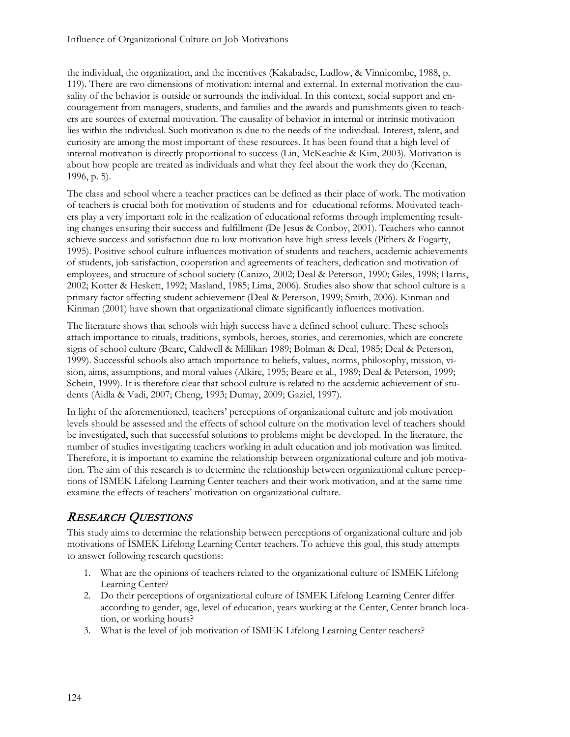the individual, the organization, and the incentives (Kakabadse, Ludlow, & Vinnicombe, 1988, p. 119). There are two dimensions of motivation: internal and external. In external motivation the causality of the behavior is outside or surrounds the individual. In this context, social support and encouragement from managers, students, and families and the awards and punishments given to teachers are sources of external motivation. The causality of behavior in internal or intrinsic motivation lies within the individual. Such motivation is due to the needs of the individual. Interest, talent, and curiosity are among the most important of these resources. It has been found that a high level of internal motivation is directly proportional to success (Lin, McKeachie & Kim, 2003). Motivation is about how people are treated as individuals and what they feel about the work they do (Keenan, 1996, p. 5).

The class and school where a teacher practices can be defined as their place of work. The motivation of teachers is crucial both for motivation of students and for educational reforms. Motivated teachers play a very important role in the realization of educational reforms through implementing resulting changes ensuring their success and fulfillment (De Jesus & Conboy, 2001). Teachers who cannot achieve success and satisfaction due to low motivation have high stress levels (Pithers & Fogarty, 1995). Positive school culture influences motivation of students and teachers, academic achievements of students, job satisfaction, cooperation and agreements of teachers, dedication and motivation of employees, and structure of school society (Canizo, 2002; Deal & Peterson, 1990; Giles, 1998; Harris, 2002; Kotter & Heskett, 1992; Masland, 1985; Lima, 2006). Studies also show that school culture is a primary factor affecting student achievement (Deal & Peterson, 1999; Smith, 2006). Kinman and Kinman (2001) have shown that organizational climate significantly influences motivation.

The literature shows that schools with high success have a defined school culture. These schools attach importance to rituals, traditions, symbols, heroes, stories, and ceremonies, which are concrete signs of school culture (Beare, Caldwell & Millikan 1989; Bolman & Deal, 1985; Deal & Peterson, 1999). Successful schools also attach importance to beliefs, values, norms, philosophy, mission, vision, aims, assumptions, and moral values (Alkire, 1995; Beare et al., 1989; Deal & Peterson, 1999; Schein, 1999). It is therefore clear that school culture is related to the academic achievement of students (Aidla & Vadi, 2007; Cheng, 1993; Dumay, 2009; Gaziel, 1997).

In light of the aforementioned, teachers' perceptions of organizational culture and job motivation levels should be assessed and the effects of school culture on the motivation level of teachers should be investigated, such that successful solutions to problems might be developed. In the literature, the number of studies investigating teachers working in adult education and job motivation was limited. Therefore, it is important to examine the relationship between organizational culture and job motivation. The aim of this research is to determine the relationship between organizational culture perceptions of ISMEK Lifelong Learning Center teachers and their work motivation, and at the same time examine the effects of teachers' motivation on organizational culture.

## *Research Questions*

This study aims to determine the relationship between perceptions of organizational culture and job motivations of İSMEK Lifelong Learning Center teachers. To achieve this goal, this study attempts to answer following research questions:

1. What are the opinions of teachers related to the organizational culture of ISMEK Lifelong Learning Center?
2. Do their perceptions of organizational culture of İSMEK Lifelong Learning Center differ according to gender, age, level of education, years working at the Center, Center branch location, or working hours?
3. What is the level of job motivation of ISMEK Lifelong Learning Center teachers?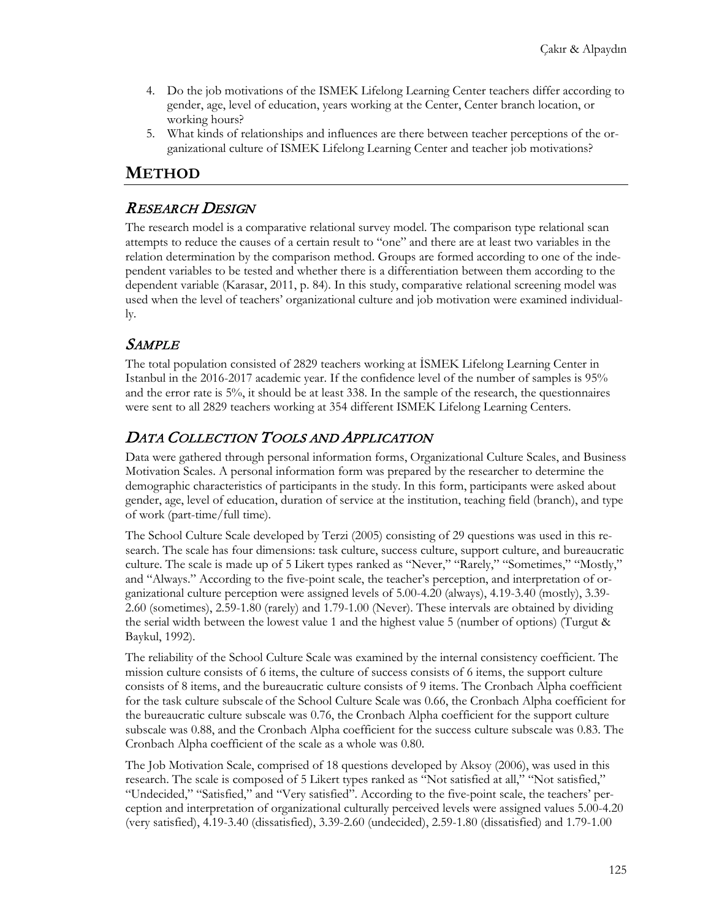4. Do the job motivations of the ISMEK Lifelong Learning Center teachers differ according to gender, age, level of education, years working at the Center, Center branch location, or working hours?
5. What kinds of relationships and influences are there between teacher perceptions of the organizational culture of ISMEK Lifelong Learning Center and teacher job motivations?

## METHOD

### RESEARCH DESIGN

The research model is a comparative relational survey model. The comparison type relational scan attempts to reduce the causes of a certain result to "one" and there are at least two variables in the relation determination by the comparison method. Groups are formed according to one of the independent variables to be tested and whether there is a differentiation between them according to the dependent variable (Karasar, 2011, p. 84). In this study, comparative relational screening model was used when the level of teachers' organizational culture and job motivation were examined individually.

### SAMPLE

The total population consisted of 2829 teachers working at İSMEK Lifelong Learning Center in Istanbul in the 2016-2017 academic year. If the confidence level of the number of samples is 95% and the error rate is 5%, it should be at least 338. In the sample of the research, the questionnaires were sent to all 2829 teachers working at 354 different ISMEK Lifelong Learning Centers.

### DATA COLLECTION TOOLS AND APPLICATION

Data were gathered through personal information forms, Organizational Culture Scales, and Business Motivation Scales. A personal information form was prepared by the researcher to determine the demographic characteristics of participants in the study. In this form, participants were asked about gender, age, level of education, duration of service at the institution, teaching field (branch), and type of work (part-time/full time).

The School Culture Scale developed by Terzi (2005) consisting of 29 questions was used in this research. The scale has four dimensions: task culture, success culture, support culture, and bureaucratic culture. The scale is made up of 5 Likert types ranked as "Never," "Rarely," "Sometimes," "Mostly," and "Always." According to the five-point scale, the teacher's perception, and interpretation of organizational culture perception were assigned levels of 5.00-4.20 (always), 4.19-3.40 (mostly), 3.39-2.60 (sometimes), 2.59-1.80 (rarely) and 1.79-1.00 (Never). These intervals are obtained by dividing the serial width between the lowest value 1 and the highest value 5 (number of options) (Turgut & Baykul, 1992).

The reliability of the School Culture Scale was examined by the internal consistency coefficient. The mission culture consists of 6 items, the culture of success consists of 6 items, the support culture consists of 8 items, and the bureaucratic culture consists of 9 items. The Cronbach Alpha coefficient for the task culture subscale of the School Culture Scale was 0.66, the Cronbach Alpha coefficient for the bureaucratic culture subscale was 0.76, the Cronbach Alpha coefficient for the support culture subscale was 0.88, and the Cronbach Alpha coefficient for the success culture subscale was 0.83. The Cronbach Alpha coefficient of the scale as a whole was 0.80.

The Job Motivation Scale, comprised of 18 questions developed by Aksoy (2006), was used in this research. The scale is composed of 5 Likert types ranked as "Not satisfied at all," "Not satisfied," "Undecided," "Satisfied," and "Very satisfied". According to the five-point scale, the teachers' perception and interpretation of organizational culturally perceived levels were assigned values 5.00-4.20 (very satisfied), 4.19-3.40 (dissatisfied), 3.39-2.60 (undecided), 2.59-1.80 (dissatisfied) and 1.79-1.00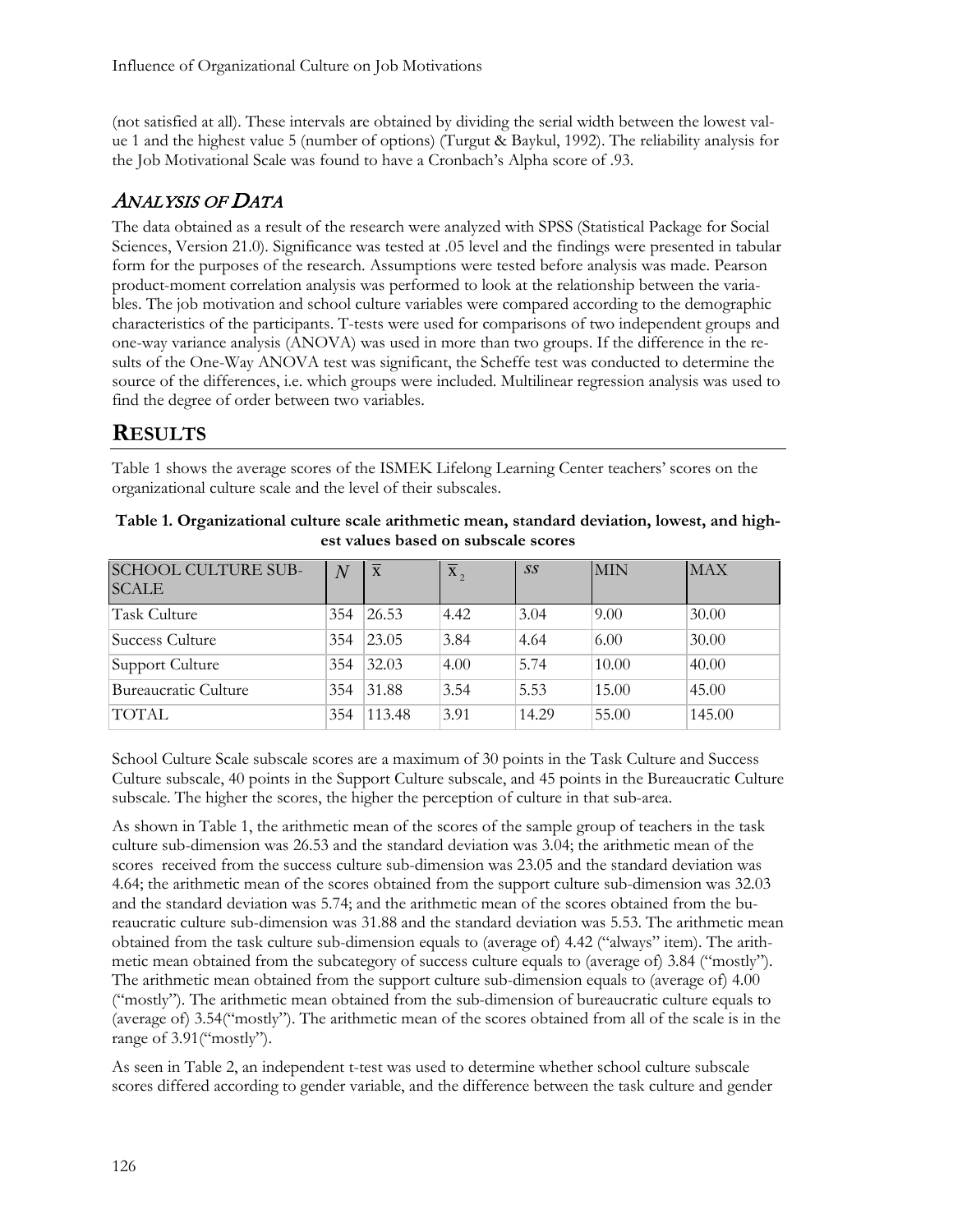(not satisfied at all). These intervals are obtained by dividing the serial width between the lowest value 1 and the highest value 5 (number of options) (Turgut & Baykul, 1992). The reliability analysis for the Job Motivational Scale was found to have a Cronbach's Alpha score of .93.

## *Analysis of Data*

The data obtained as a result of the research were analyzed with SPSS (Statistical Package for Social Sciences, Version 21.0). Significance was tested at .05 level and the findings were presented in tabular form for the purposes of the research. Assumptions were tested before analysis was made. Pearson product-moment correlation analysis was performed to look at the relationship between the variables. The job motivation and school culture variables were compared according to the demographic characteristics of the participants. T-tests were used for comparisons of two independent groups and one-way variance analysis (ANOVA) was used in more than two groups. If the difference in the results of the One-Way ANOVA test was significant, the Scheffe test was conducted to determine the source of the differences, i.e. which groups were included. Multilinear regression analysis was used to find the degree of order between two variables.

# Results

Table 1 shows the average scores of the ISMEK Lifelong Learning Center teachers' scores on the organizational culture scale and the level of their subscales.

**Table 1. Organizational culture scale arithmetic mean, standard deviation, lowest, and highest values based on subscale scores**

| SCHOOL CULTURE SUBSCALE | $N$ | $\bar{x}$ | $\bar{x}_2$ | *ss* | MIN | MAX |
|---|---|---|---|---|---|---|
| Task Culture | 354 | 26.53 | 4.42 | 3.04 | 9.00 | 30.00 |
| Success Culture | 354 | 23.05 | 3.84 | 4.64 | 6.00 | 30.00 |
| Support Culture | 354 | 32.03 | 4.00 | 5.74 | 10.00 | 40.00 |
| Bureaucratic Culture | 354 | 31.88 | 3.54 | 5.53 | 15.00 | 45.00 |
| TOTAL | 354 | 113.48 | 3.91 | 14.29 | 55.00 | 145.00 |

School Culture Scale subscale scores are a maximum of 30 points in the Task Culture and Success Culture subscale, 40 points in the Support Culture subscale, and 45 points in the Bureaucratic Culture subscale. The higher the scores, the higher the perception of culture in that sub-area.

As shown in Table 1, the arithmetic mean of the scores of the sample group of teachers in the task culture sub-dimension was 26.53 and the standard deviation was 3.04; the arithmetic mean of the scores received from the success culture sub-dimension was 23.05 and the standard deviation was 4.64; the arithmetic mean of the scores obtained from the support culture sub-dimension was 32.03 and the standard deviation was 5.74; and the arithmetic mean of the scores obtained from the bureaucratic culture sub-dimension was 31.88 and the standard deviation was 5.53. The arithmetic mean obtained from the task culture sub-dimension equals to (average of) 4.42 ("always" item). The arithmetic mean obtained from the subcategory of success culture equals to (average of) 3.84 ("mostly"). The arithmetic mean obtained from the support culture sub-dimension equals to (average of) 4.00 ("mostly"). The arithmetic mean obtained from the sub-dimension of bureaucratic culture equals to (average of) 3.54("mostly"). The arithmetic mean of the scores obtained from all of the scale is in the range of 3.91("mostly").

As seen in Table 2, an independent t-test was used to determine whether school culture subscale scores differed according to gender variable, and the difference between the task culture and gender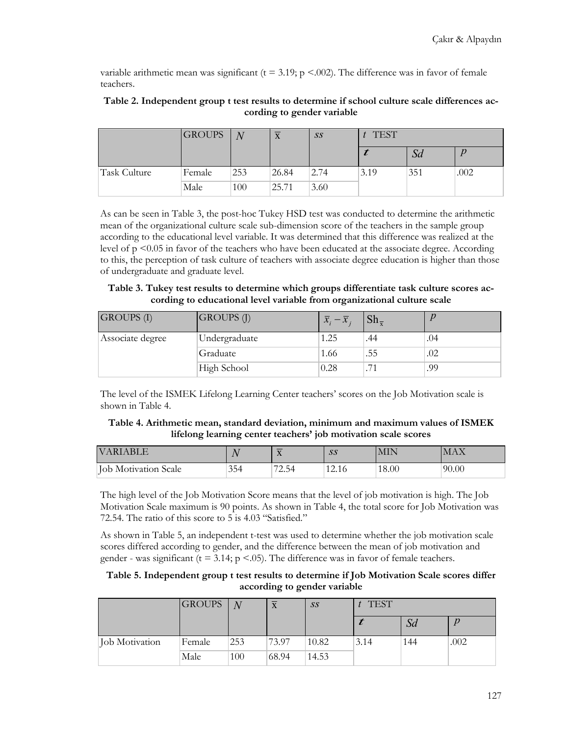variable arithmetic mean was significant ($t = 3.19$; $p < .002$). The difference was in favor of female teachers.

**Table 2. Independent group t test results to determine if school culture scale differences according to gender variable**

| | GROUPS | $N$ | $\overline{x}$ | $ss$ | $t$ TEST | | |
|---|---|---|---|---|---|---|---|
| | | | | | $t$ | $Sd$ | $p$ |
| Task Culture | Female | 253 | 26.84 | 2.74 | 3.19 | 351 | .002 |
| | Male | 100 | 25.71 | 3.60 | | | |

As can be seen in Table 3, the post-hoc Tukey HSD test was conducted to determine the arithmetic mean of the organizational culture scale sub-dimension score of the teachers in the sample group according to the educational level variable. It was determined that this difference was realized at the level of $p < 0.05$ in favor of the teachers who have been educated at the associate degree. According to this, the perception of task culture of teachers with associate degree education is higher than those of undergraduate and graduate level.

**Table 3. Tukey test results to determine which groups differentiate task culture scores according to educational level variable from organizational culture scale**

| GROUPS (I) | GROUPS (J) | $\overline{x}_i - \overline{x}_j$ | $Sh_{\overline{x}}$ | $p$ |
|---|---|---|---|---|
| Associate degree | Undergraduate | 1.25 | .44 | .04 |
| | Graduate | 1.66 | .55 | .02 |
| | High School | 0.28 | .71 | .99 |

The level of the ISMEK Lifelong Learning Center teachers' scores on the Job Motivation scale is shown in Table 4.

**Table 4. Arithmetic mean, standard deviation, minimum and maximum values of ISMEK lifelong learning center teachers' job motivation scale scores**

| VARIABLE | $N$ | $\overline{x}$ | $ss$ | MIN | MAX |
|---|---|---|---|---|---|
| Job Motivation Scale | 354 | 72.54 | 12.16 | 18.00 | 90.00 |

The high level of the Job Motivation Score means that the level of job motivation is high. The Job Motivation Scale maximum is 90 points. As shown in Table 4, the total score for Job Motivation was 72.54. The ratio of this score to 5 is 4.03 "Satisfied."

As shown in Table 5, an independent t-test was used to determine whether the job motivation scale scores differed according to gender, and the difference between the mean of job motivation and gender - was significant ($t = 3.14$; $p < .05$). The difference was in favor of female teachers.

**Table 5. Independent group t test results to determine if Job Motivation Scale scores differ according to gender variable**

| | GROUPS | $N$ | $\overline{x}$ | $ss$ | $t$ TEST | | |
|---|---|---|---|---|---|---|---|
| | | | | | $t$ | $Sd$ | $p$ |
| Job Motivation | Female | 253 | 73.97 | 10.82 | 3.14 | 144 | .002 |
| | Male | 100 | 68.94 | 14.53 | | | |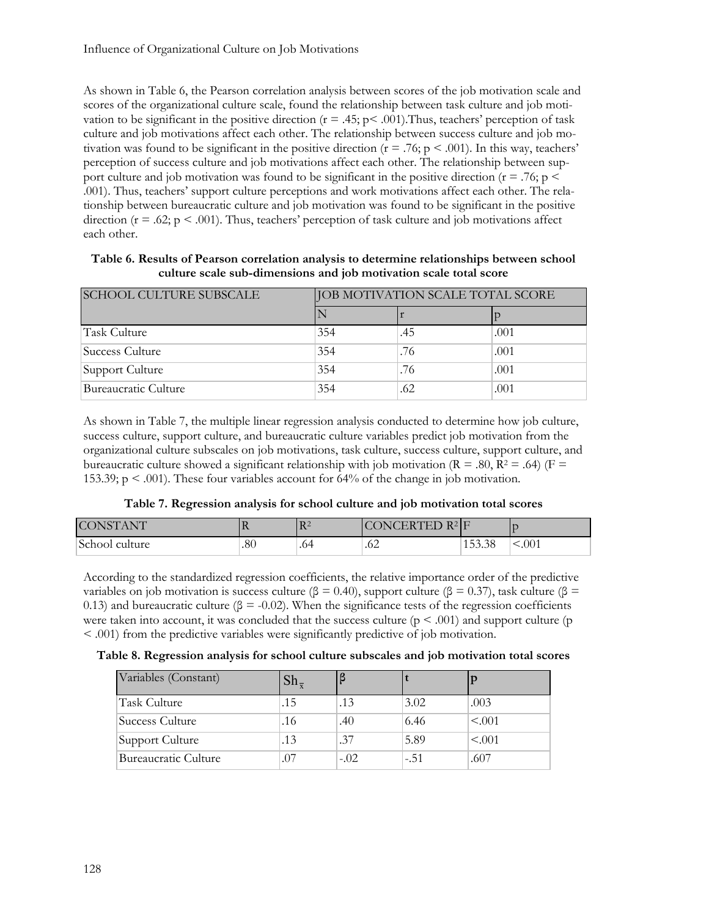As shown in Table 6, the Pearson correlation analysis between scores of the job motivation scale and scores of the organizational culture scale, found the relationship between task culture and job motivation to be significant in the positive direction ($r = .45; p < .001$).Thus, teachers' perception of task culture and job motivations affect each other. The relationship between success culture and job motivation was found to be significant in the positive direction ($r = .76; p < .001$). In this way, teachers' perception of success culture and job motivations affect each other. The relationship between support culture and job motivation was found to be significant in the positive direction ($r = .76; p < .001$). Thus, teachers' support culture perceptions and work motivations affect each other. The relationship between bureaucratic culture and job motivation was found to be significant in the positive direction ($r = .62; p < .001$). Thus, teachers' perception of task culture and job motivations affect each other.

**Table 6. Results of Pearson correlation analysis to determine relationships between school culture scale sub-dimensions and job motivation scale total score**

| SCHOOL CULTURE SUBSCALE | JOB MOTIVATION SCALE TOTAL SCORE | | |
|---|---|---|---|
| | N | r | p |
| Task Culture | 354 | .45 | .001 |
| Success Culture | 354 | .76 | .001 |
| Support Culture | 354 | .76 | .001 |
| Bureaucratic Culture | 354 | .62 | .001 |

As shown in Table 7, the multiple linear regression analysis conducted to determine how job culture, success culture, support culture, and bureaucratic culture variables predict job motivation from the organizational culture subscales on job motivations, task culture, success culture, support culture, and bureaucratic culture showed a significant relationship with job motivation ($R = .80$, $R^2 = .64$) ($F = 153.39$; $p < .001$). These four variables account for 64% of the change in job motivation.

**Table 7. Regression analysis for school culture and job motivation total scores**

| CONSTANT | R | $R^2$ | CONCERTED $R^2$ | F | p |
|---|---|---|---|---|---|
| School culture | .80 | .64 | .62 | 153.38 | <.001 |

According to the standardized regression coefficients, the relative importance order of the predictive variables on job motivation is success culture ($\beta = 0.40$), support culture ($\beta = 0.37$), task culture ($\beta = 0.13$) and bureaucratic culture ($\beta = -0.02$). When the significance tests of the regression coefficients were taken into account, it was concluded that the success culture ($p < .001$) and support culture ($p < .001$) from the predictive variables were significantly predictive of job motivation.

**Table 8. Regression analysis for school culture subscales and job motivation total scores**

| Variables (Constant) | $Sh_{\bar{x}}$ | β | t | p |
|---|---|---|---|---|
| Task Culture | .15 | .13 | 3.02 | .003 |
| Success Culture | .16 | .40 | 6.46 | <.001 |
| Support Culture | .13 | .37 | 5.89 | <.001 |
| Bureaucratic Culture | .07 | -.02 | -.51 | .607 |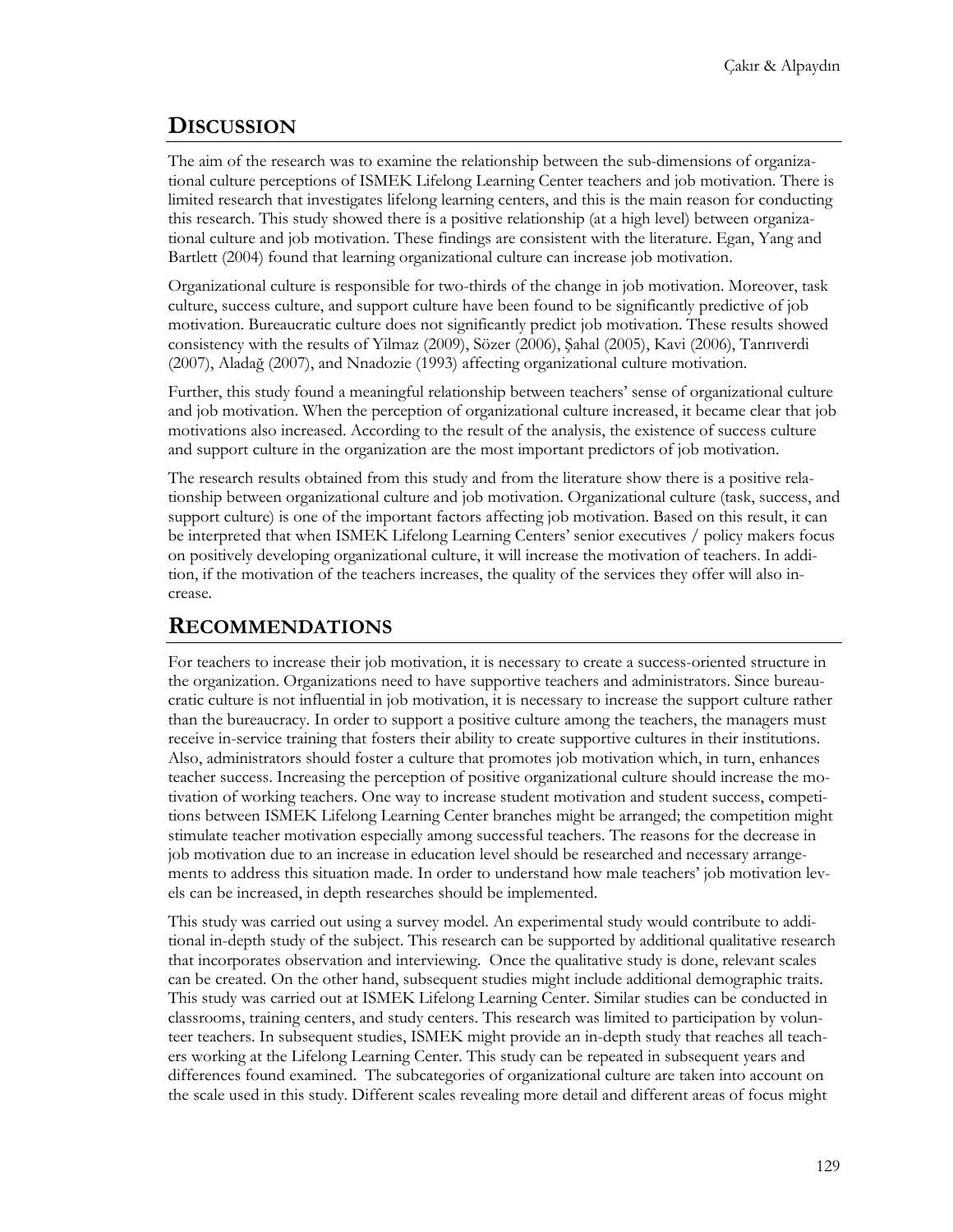## DISCUSSION

The aim of the research was to examine the relationship between the sub-dimensions of organizational culture perceptions of ISMEK Lifelong Learning Center teachers and job motivation. There is limited research that investigates lifelong learning centers, and this is the main reason for conducting this research. This study showed there is a positive relationship (at a high level) between organizational culture and job motivation. These findings are consistent with the literature. Egan, Yang and Bartlett (2004) found that learning organizational culture can increase job motivation.

Organizational culture is responsible for two-thirds of the change in job motivation. Moreover, task culture, success culture, and support culture have been found to be significantly predictive of job motivation. Bureaucratic culture does not significantly predict job motivation. These results showed consistency with the results of Yilmaz (2009), Sözer (2006), Şahal (2005), Kavi (2006), Tanrıverdi (2007), Aladağ (2007), and Nnadozie (1993) affecting organizational culture motivation.

Further, this study found a meaningful relationship between teachers' sense of organizational culture and job motivation. When the perception of organizational culture increased, it became clear that job motivations also increased. According to the result of the analysis, the existence of success culture and support culture in the organization are the most important predictors of job motivation.

The research results obtained from this study and from the literature show there is a positive relationship between organizational culture and job motivation. Organizational culture (task, success, and support culture) is one of the important factors affecting job motivation. Based on this result, it can be interpreted that when ISMEK Lifelong Learning Centers' senior executives / policy makers focus on positively developing organizational culture, it will increase the motivation of teachers. In addition, if the motivation of the teachers increases, the quality of the services they offer will also increase.

## RECOMMENDATIONS

For teachers to increase their job motivation, it is necessary to create a success-oriented structure in the organization. Organizations need to have supportive teachers and administrators. Since bureaucratic culture is not influential in job motivation, it is necessary to increase the support culture rather than the bureaucracy. In order to support a positive culture among the teachers, the managers must receive in-service training that fosters their ability to create supportive cultures in their institutions. Also, administrators should foster a culture that promotes job motivation which, in turn, enhances teacher success. Increasing the perception of positive organizational culture should increase the motivation of working teachers. One way to increase student motivation and student success, competitions between ISMEK Lifelong Learning Center branches might be arranged; the competition might stimulate teacher motivation especially among successful teachers. The reasons for the decrease in job motivation due to an increase in education level should be researched and necessary arrangements to address this situation made. In order to understand how male teachers' job motivation levels can be increased, in depth researches should be implemented.

This study was carried out using a survey model. An experimental study would contribute to additional in-depth study of the subject. This research can be supported by additional qualitative research that incorporates observation and interviewing. Once the qualitative study is done, relevant scales can be created. On the other hand, subsequent studies might include additional demographic traits. This study was carried out at ISMEK Lifelong Learning Center. Similar studies can be conducted in classrooms, training centers, and study centers. This research was limited to participation by volunteer teachers. In subsequent studies, ISMEK might provide an in-depth study that reaches all teachers working at the Lifelong Learning Center. This study can be repeated in subsequent years and differences found examined. The subcategories of organizational culture are taken into account on the scale used in this study. Different scales revealing more detail and different areas of focus might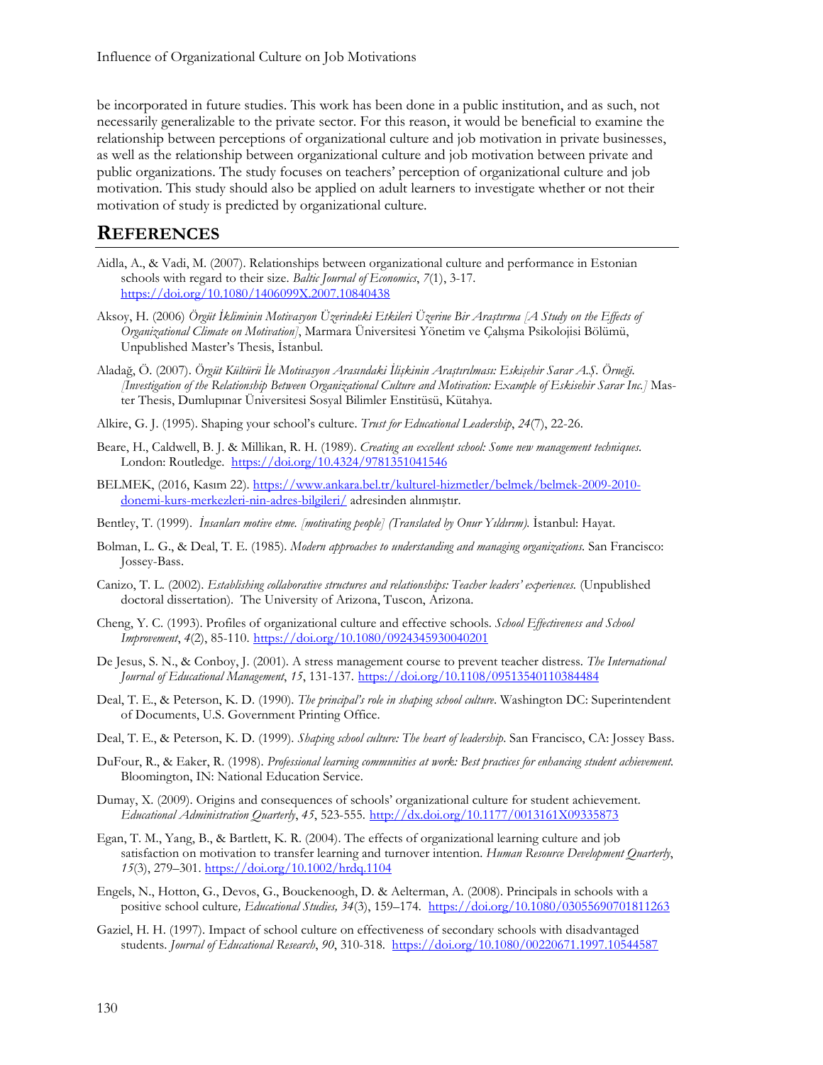be incorporated in future studies. This work has been done in a public institution, and as such, not necessarily generalizable to the private sector. For this reason, it would be beneficial to examine the relationship between perceptions of organizational culture and job motivation in private businesses, as well as the relationship between organizational culture and job motivation between private and public organizations. The study focuses on teachers' perception of organizational culture and job motivation. This study should also be applied on adult learners to investigate whether or not their motivation of study is predicted by organizational culture.

## REFERENCES

Aidla, A., & Vadi, M. (2007). Relationships between organizational culture and performance in Estonian schools with regard to their size. *Baltic Journal of Economics*, *7*(1), 3-17. https://doi.org/10.1080/1406099X.2007.10840438

Aksoy, H. (2006) *Örgüt İkliminin Motivasyon Üzerindeki Etkileri Üzerine Bir Araştırma [A Study on the Effects of Organizational Climate on Motivation]*, Marmara Üniversitesi Yönetim ve Çalışma Psikolojisi Bölümü, Unpublished Master's Thesis, İstanbul.

Aladağ, Ö. (2007). *Örgüt Kültürü İle Motivasyon Arasındaki İlişkinin Araştırılması: Eskişehir Sarar A.Ş. Örneği. [Investigation of the Relationship Between Organizational Culture and Motivation: Example of Eskisehir Sarar Inc.]* Master Thesis, Dumlupınar Üniversitesi Sosyal Bilimler Enstitüsü, Kütahya.

Alkire, G. J. (1995). Shaping your school's culture. *Trust for Educational Leadership*, *24*(7), 22-26.

Beare, H., Caldwell, B. J. & Millikan, R. H. (1989). *Creating an excellent school: Some new management techniques.* London: Routledge. https://doi.org/10.4324/9781351041546

BELMEK, (2016, Kasım 22). https://www.ankara.bel.tr/kulturel-hizmetler/belmek/belmek-2009-2010-donemi-kurs-merkezleri-nin-adres-bilgileri/ adresinden alınmıştır.

Bentley, T. (1999). *İnsanları motive etme. [motivating people] (Translated by Onur Yıldırım).* İstanbul: Hayat.

Bolman, L. G., & Deal, T. E. (1985). *Modern approaches to understanding and managing organizations.* San Francisco: Jossey-Bass.

Canizo, T. L. (2002). *Establishing collaborative structures and relationships: Teacher leaders' experiences.* (Unpublished doctoral dissertation). The University of Arizona, Tuscon, Arizona.

Cheng, Y. C. (1993). Profiles of organizational culture and effective schools. *School Effectiveness and School Improvement*, *4*(2), 85-110. https://doi.org/10.1080/0924345930040201

De Jesus, S. N., & Conboy, J. (2001). A stress management course to prevent teacher distress. *The International Journal of Educational Management*, *15*, 131-137. https://doi.org/10.1108/09513540110384484

Deal, T. E., & Peterson, K. D. (1990). *The principal's role in shaping school culture*. Washington DC: Superintendent of Documents, U.S. Government Printing Office.

Deal, T. E., & Peterson, K. D. (1999). *Shaping school culture: The heart of leadership*. San Francisco, CA: Jossey Bass.

DuFour, R., & Eaker, R. (1998). *Professional learning communities at work: Best practices for enhancing student achievement.* Bloomington, IN: National Education Service.

Dumay, X. (2009). Origins and consequences of schools' organizational culture for student achievement. *Educational Administration Quarterly*, *45*, 523-555. http://dx.doi.org/10.1177/0013161X09335873

Egan, T. M., Yang, B., & Bartlett, K. R. (2004). The effects of organizational learning culture and job satisfaction on motivation to transfer learning and turnover intention. *Human Resource Development Quarterly*, *15*(3), 279–301. https://doi.org/10.1002/hrdq.1104

Engels, N., Hotton, G., Devos, G., Bouckenoogh, D. & Aelterman, A. (2008). Principals in schools with a positive school culture*, Educational Studies, 34*(3), 159–174. https://doi.org/10.1080/03055690701811263

Gaziel, H. H. (1997). Impact of school culture on effectiveness of secondary schools with disadvantaged students. *Journal of Educational Research*, *90*, 310-318. https://doi.org/10.1080/00220671.1997.10544587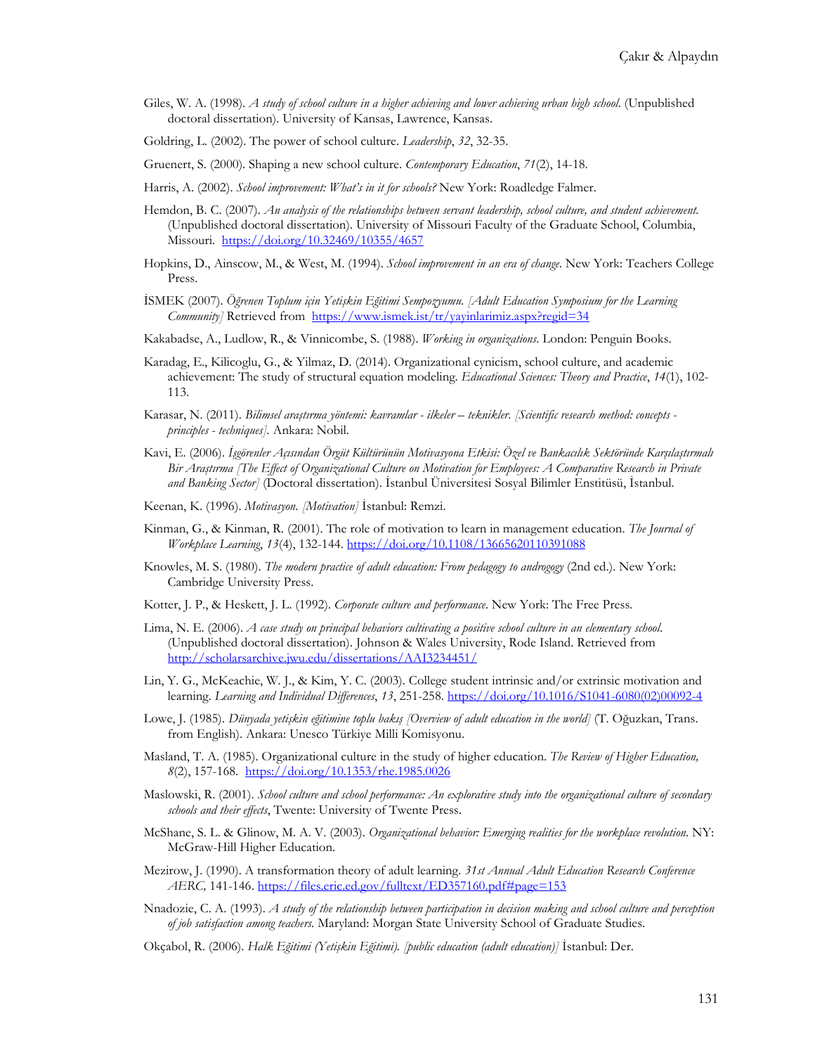Giles, W. A. (1998). *A study of school culture in a higher achieving and lower achieving urban high school*. (Unpublished doctoral dissertation). University of Kansas, Lawrence, Kansas.

Goldring, L. (2002). The power of school culture. *Leadership*, *32*, 32-35.

Gruenert, S. (2000). Shaping a new school culture. *Contemporary Education*, *71*(2), 14-18.

Harris, A. (2002). *School improvement: What's in it for schools?* New York: Roadledge Falmer.

Hemdon, B. C. (2007). *An analysis of the relationships between servant leadership, school culture, and student achievement.* (Unpublished doctoral dissertation). University of Missouri Faculty of the Graduate School, Columbia, Missouri. https://doi.org/10.32469/10355/4657

Hopkins, D., Ainscow, M., & West, M. (1994). *School improvement in an era of change*. New York: Teachers College Press.

İSMEK (2007). *Öğrenen Toplum için Yetişkin Eğitimi Sempozyumu. [Adult Education Symposium for the Learning Community]* Retrieved from https://www.ismek.ist/tr/yayinlarimiz.aspx?regid=34

Kakabadse, A., Ludlow, R., & Vinnicombe, S. (1988). *Working in organizations*. London: Penguin Books.

Karadag, E., Kilicoglu, G., & Yilmaz, D. (2014). Organizational cynicism, school culture, and academic achievement: The study of structural equation modeling. *Educational Sciences: Theory and Practice*, *14*(1), 102-113.

Karasar, N. (2011). *Bilimsel araştırma yöntemi: kavramlar - ilkeler – teknikler. [Scientific research method: concepts - principles - techniques]*. Ankara: Nobil.

Kavi, E. (2006). *İşgörenler Açısından Örgüt Kültürünün Motivasyona Etkisi: Özel ve Bankacılık Sektöründe Karşılaştırmalı Bir Araştırma [The Effect of Organizational Culture on Motivation for Employees: A Comparative Research in Private and Banking Sector]* (Doctoral dissertation). İstanbul Üniversitesi Sosyal Bilimler Enstitüsü, İstanbul.

Keenan, K. (1996). *Motivasyon. [Motivation]* İstanbul: Remzi.

Kinman, G., & Kinman, R. (2001). The role of motivation to learn in management education. *The Journal of Workplace Learning*, *13*(4), 132-144. https://doi.org/10.1108/13665620110391088

Knowles, M. S. (1980). *The modern practice of adult education: From pedagogy to androgogy* (2nd ed.). New York: Cambridge University Press.

Kotter, J. P., & Heskett, J. L. (1992). *Corporate culture and performance*. New York: The Free Press.

Lima, N. E. (2006). *A case study on principal behaviors cultivating a positive school culture in an elementary school.* (Unpublished doctoral dissertation). Johnson & Wales University, Rode Island. Retrieved from http://scholarsarchive.jwu.edu/dissertations/AAI3234451/

Lin, Y. G., McKeachie, W. J., & Kim, Y. C. (2003). College student intrinsic and/or extrinsic motivation and learning. *Learning and Individual Differences*, *13*, 251-258. https://doi.org/10.1016/S1041-6080(02)00092-4

Lowe, J. (1985). *Dünyada yetişkin eğitimine toplu bakış [Overview of adult education in the world]* (T. Oğuzkan, Trans. from English). Ankara: Unesco Türkiye Milli Komisyonu.

Masland, T. A. (1985). Organizational culture in the study of higher education. *The Review of Higher Education, 8*(2), 157-168. https://doi.org/10.1353/rhe.1985.0026

Maslowski, R. (2001). *School culture and school performance: An explorative study into the organizational culture of secondary schools and their effects*, Twente: University of Twente Press.

McShane, S. L. & Glinow, M. A. V. (2003). *Organizational behavior: Emerging realities for the workplace revolution*. NY: McGraw-Hill Higher Education.

Mezirow, J. (1990). A transformation theory of adult learning. *31st Annual Adult Education Research Conference AERC,* 141-146. https://files.eric.ed.gov/fulltext/ED357160.pdf#page=153

Nnadozie, C. A. (1993). *A study of the relationship between participation in decision making and school culture and perception of job satisfaction among teachers.* Maryland: Morgan State University School of Graduate Studies.

Okçabol, R. (2006). *Halk Eğitimi (Yetişkin Eğitimi). [public education (adult education)]* İstanbul: Der.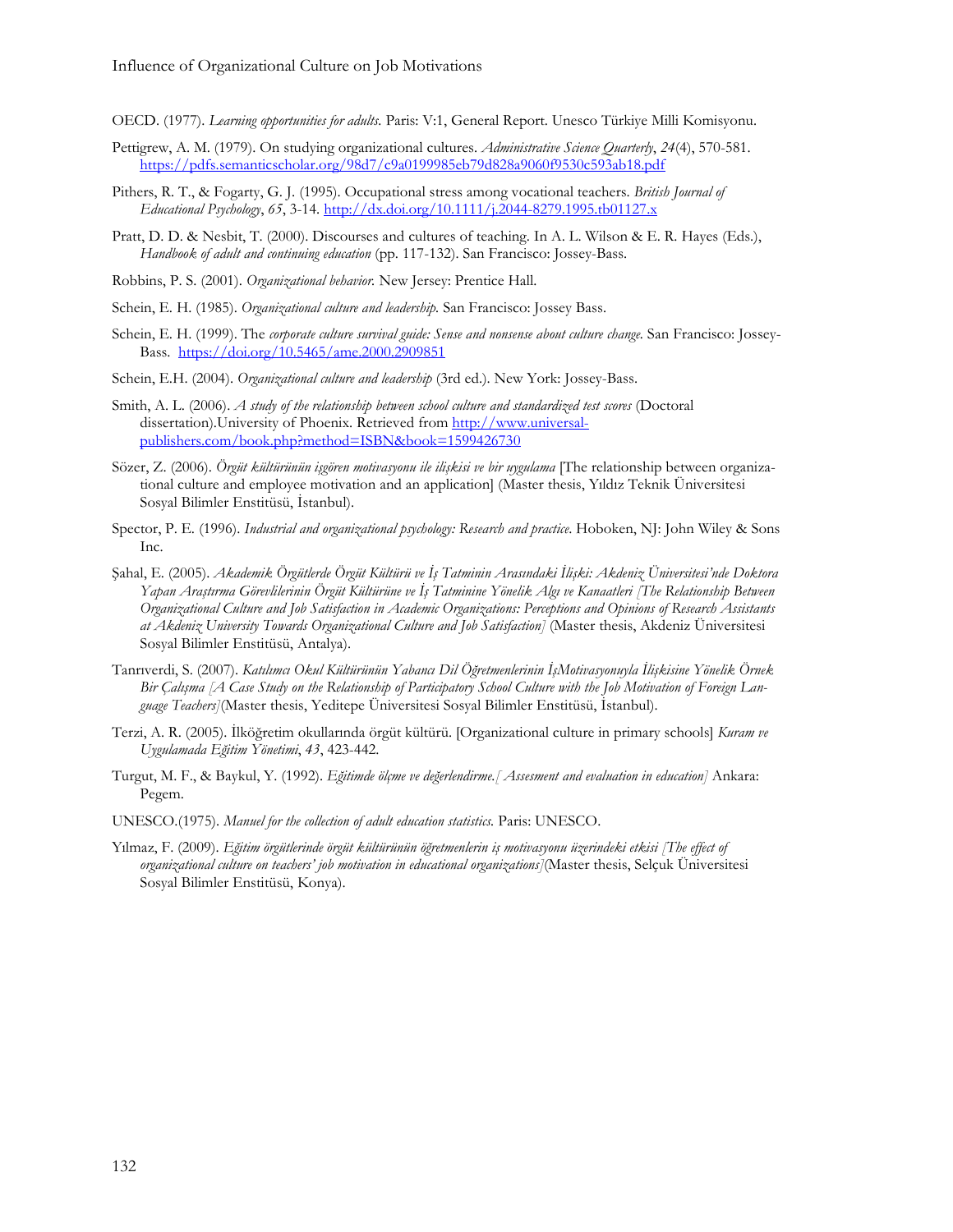OECD. (1977). *Learning opportunities for adults.* Paris: V:1, General Report. Unesco Türkiye Milli Komisyonu.

Pettigrew, A. M. (1979). On studying organizational cultures. *Administrative Science Quarterly*, *24*(4), 570-581. https://pdfs.semanticscholar.org/98d7/c9a0199985eb79d828a9060f9530c593ab18.pdf

Pithers, R. T., & Fogarty, G. J. (1995). Occupational stress among vocational teachers. *British Journal of Educational Psychology*, *65*, 3-14. http://dx.doi.org/10.1111/j.2044-8279.1995.tb01127.x

Pratt, D. D. & Nesbit, T. (2000). Discourses and cultures of teaching. In A. L. Wilson & E. R. Hayes (Eds.), *Handbook of adult and continuing education* (pp. 117-132). San Francisco: Jossey-Bass.

Robbins, P. S. (2001). *Organizational behavior.* New Jersey: Prentice Hall.

Schein, E. H. (1985). *Organizational culture and leadership.* San Francisco: Jossey Bass.

Schein, E. H. (1999). The *corporate culture survival guide: Sense and nonsense about culture change.* San Francisco: Jossey-Bass. https://doi.org/10.5465/ame.2000.2909851

Schein, E.H. (2004). *Organizational culture and leadership* (3rd ed.). New York: Jossey-Bass.

Smith, A. L. (2006). *A study of the relationship between school culture and standardized test scores* (Doctoral dissertation).University of Phoenix. Retrieved from http://www.universal-publishers.com/book.php?method=ISBN&book=1599426730

Sözer, Z. (2006). *Örgüt kültürünün işgören motivasyonu ile ilişkisi ve bir uygulama* [The relationship between organizational culture and employee motivation and an application] (Master thesis, Yıldız Teknik Üniversitesi Sosyal Bilimler Enstitüsü, İstanbul).

Spector, P. E. (1996). *Industrial and organizational psychology: Research and practice.* Hoboken, NJ: John Wiley & Sons Inc.

Şahal, E. (2005). *Akademik Örgütlerde Örgüt Kültürü ve İş Tatminin Arasındaki İlişki: Akdeniz Üniversitesi'nde Doktora Yapan Araştırma Görevlilerinin Örgüt Kültürüne ve İş Tatminine Yönelik Algı ve Kanaatleri [The Relationship Between Organizational Culture and Job Satisfaction in Academic Organizations: Perceptions and Opinions of Research Assistants at Akdeniz University Towards Organizational Culture and Job Satisfaction]* (Master thesis, Akdeniz Üniversitesi Sosyal Bilimler Enstitüsü, Antalya).

Tanrıverdi, S. (2007). *Katılımcı Okul Kültürünün Yabancı Dil Öğretmenlerinin İşMotivasyonuyla İlişkisine Yönelik Örnek Bir Çalışma [A Case Study on the Relationship of Participatory School Culture with the Job Motivation of Foreign Language Teachers]*(Master thesis, Yeditepe Üniversitesi Sosyal Bilimler Enstitüsü, İstanbul).

Terzi, A. R. (2005). İlköğretim okullarında örgüt kültürü. [Organizational culture in primary schools] *Kuram ve Uygulamada Eğitim Yönetimi*, *43*, 423-442.

Turgut, M. F., & Baykul, Y. (1992). *Eğitimde ölçme ve değerlendirme.[ Assesment and evaluation in education]* Ankara: Pegem.

UNESCO.(1975). *Manuel for the collection of adult education statistics.* Paris: UNESCO.

Yılmaz, F. (2009). *Eğitim örgütlerinde örgüt kültürünün öğretmenlerin iş motivasyonu üzerindeki etkisi [The effect of organizational culture on teachers' job motivation in educational organizations]*(Master thesis, Selçuk Üniversitesi Sosyal Bilimler Enstitüsü, Konya).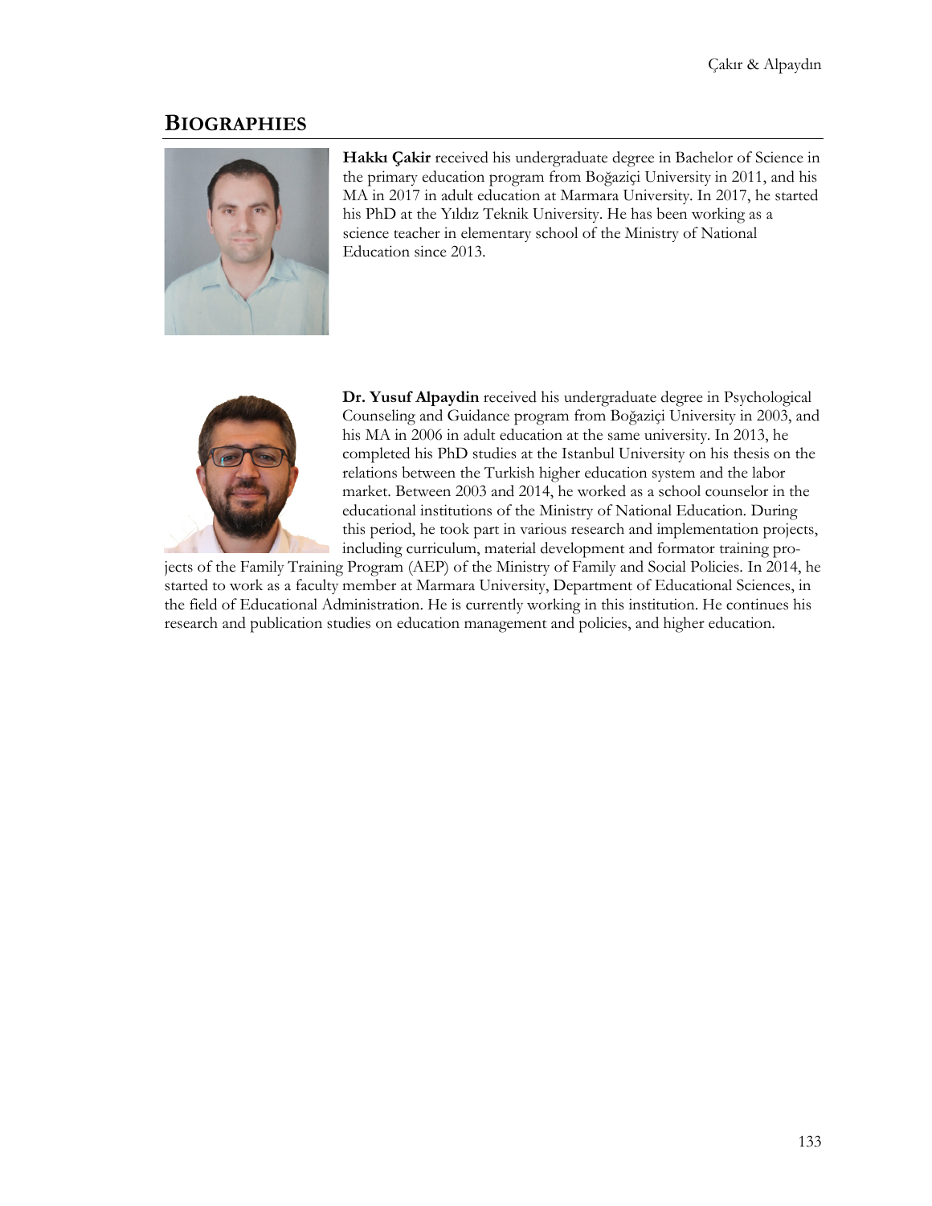## BIOGRAPHIES

**Hakkı Çakir** received his undergraduate degree in Bachelor of Science in the primary education program from Boğaziçi University in 2011, and his MA in 2017 in adult education at Marmara University. In 2017, he started his PhD at the Yıldız Teknik University. He has been working as a science teacher in elementary school of the Ministry of National Education since 2013.

**Dr. Yusuf Alpaydin** received his undergraduate degree in Psychological Counseling and Guidance program from Boğaziçi University in 2003, and his MA in 2006 in adult education at the same university. In 2013, he completed his PhD studies at the Istanbul University on his thesis on the relations between the Turkish higher education system and the labor market. Between 2003 and 2014, he worked as a school counselor in the educational institutions of the Ministry of National Education. During this period, he took part in various research and implementation projects, including curriculum, material development and formator training projects of the Family Training Program (AEP) of the Ministry of Family and Social Policies. In 2014, he started to work as a faculty member at Marmara University, Department of Educational Sciences, in the field of Educational Administration. He is currently working in this institution. He continues his research and publication studies on education management and policies, and higher education.